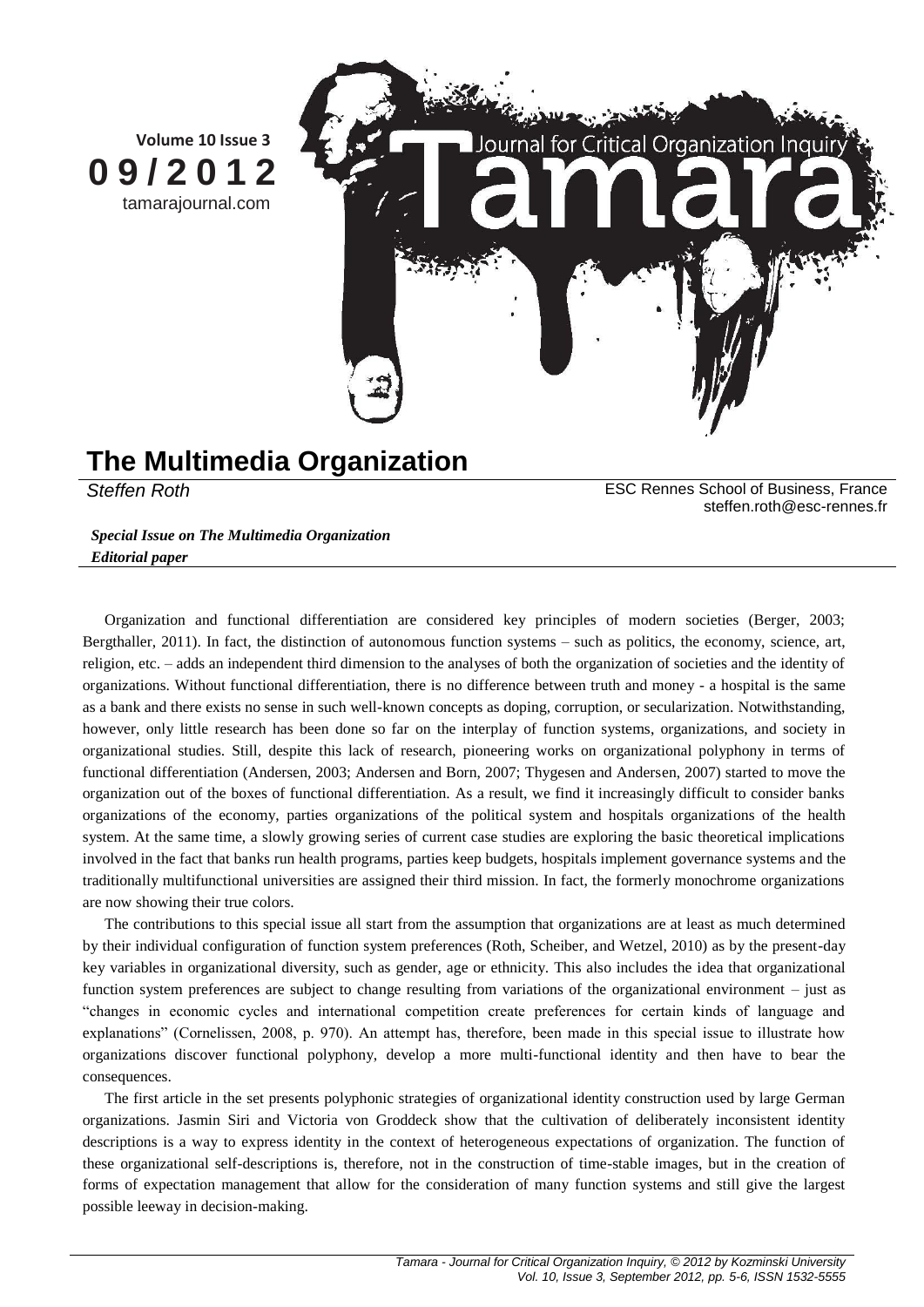# The Multimedia Organization

*Steffen Roth*

ESC Rennes School of Business, France
steffen.roth@esc-rennes.fr

***Special Issue on The Multimedia Organization***
***Editorial paper***

Organization and functional differentiation are considered key principles of modern societies (Berger, 2003; Bergthaller, 2011). In fact, the distinction of autonomous function systems – such as politics, the economy, science, art, religion, etc. – adds an independent third dimension to the analyses of both the organization of societies and the identity of organizations. Without functional differentiation, there is no difference between truth and money - a hospital is the same as a bank and there exists no sense in such well-known concepts as doping, corruption, or secularization. Notwithstanding, however, only little research has been done so far on the interplay of function systems, organizations, and society in organizational studies. Still, despite this lack of research, pioneering works on organizational polyphony in terms of functional differentiation (Andersen, 2003; Andersen and Born, 2007; Thygesen and Andersen, 2007) started to move the organization out of the boxes of functional differentiation. As a result, we find it increasingly difficult to consider banks organizations of the economy, parties organizations of the political system and hospitals organizations of the health system. At the same time, a slowly growing series of current case studies are exploring the basic theoretical implications involved in the fact that banks run health programs, parties keep budgets, hospitals implement governance systems and the traditionally multifunctional universities are assigned their third mission. In fact, the formerly monochrome organizations are now showing their true colors.

The contributions to this special issue all start from the assumption that organizations are at least as much determined by their individual configuration of function system preferences (Roth, Scheiber, and Wetzel, 2010) as by the present-day key variables in organizational diversity, such as gender, age or ethnicity. This also includes the idea that organizational function system preferences are subject to change resulting from variations of the organizational environment – just as "changes in economic cycles and international competition create preferences for certain kinds of language and explanations" (Cornelissen, 2008, p. 970). An attempt has, therefore, been made in this special issue to illustrate how organizations discover functional polyphony, develop a more multi-functional identity and then have to bear the consequences.

The first article in the set presents polyphonic strategies of organizational identity construction used by large German organizations. Jasmin Siri and Victoria von Groddeck show that the cultivation of deliberately inconsistent identity descriptions is a way to express identity in the context of heterogeneous expectations of organization. The function of these organizational self-descriptions is, therefore, not in the construction of time-stable images, but in the creation of forms of expectation management that allow for the consideration of many function systems and still give the largest possible leeway in decision-making.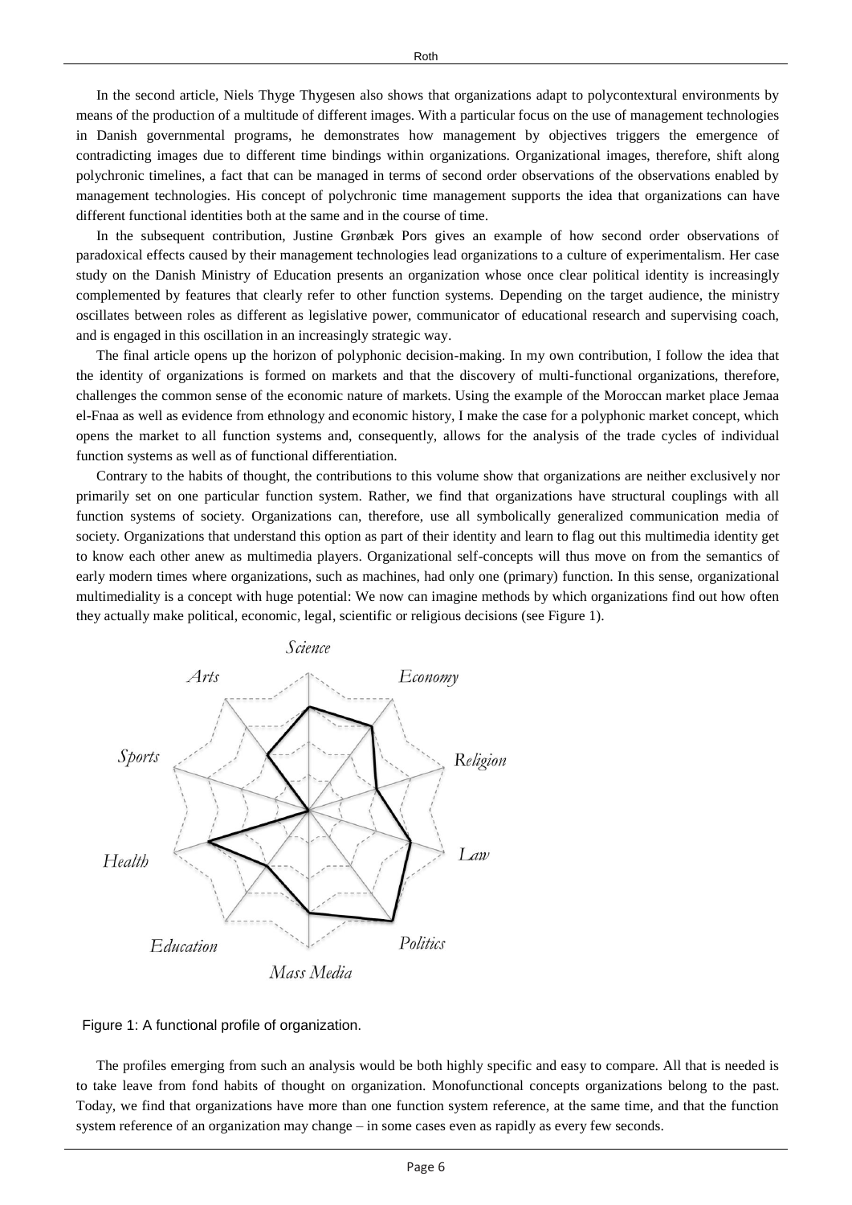In the second article, Niels Thyge Thygesen also shows that organizations adapt to polycontextural environments by means of the production of a multitude of different images. With a particular focus on the use of management technologies in Danish governmental programs, he demonstrates how management by objectives triggers the emergence of contradicting images due to different time bindings within organizations. Organizational images, therefore, shift along polychronic timelines, a fact that can be managed in terms of second order observations of the observations enabled by management technologies. His concept of polychronic time management supports the idea that organizations can have different functional identities both at the same and in the course of time.

In the subsequent contribution, Justine Grønbæk Pors gives an example of how second order observations of paradoxical effects caused by their management technologies lead organizations to a culture of experimentalism. Her case study on the Danish Ministry of Education presents an organization whose once clear political identity is increasingly complemented by features that clearly refer to other function systems. Depending on the target audience, the ministry oscillates between roles as different as legislative power, communicator of educational research and supervising coach, and is engaged in this oscillation in an increasingly strategic way.

The final article opens up the horizon of polyphonic decision-making. In my own contribution, I follow the idea that the identity of organizations is formed on markets and that the discovery of multi-functional organizations, therefore, challenges the common sense of the economic nature of markets. Using the example of the Moroccan market place Jemaa el-Fnaa as well as evidence from ethnology and economic history, I make the case for a polyphonic market concept, which opens the market to all function systems and, consequently, allows for the analysis of the trade cycles of individual function systems as well as of functional differentiation.

Contrary to the habits of thought, the contributions to this volume show that organizations are neither exclusively nor primarily set on one particular function system. Rather, we find that organizations have structural couplings with all function systems of society. Organizations can, therefore, use all symbolically generalized communication media of society. Organizations that understand this option as part of their identity and learn to flag out this multimedia identity get to know each other anew as multimedia players. Organizational self-concepts will thus move on from the semantics of early modern times where organizations, such as machines, had only one (primary) function. In this sense, organizational multimediality is a concept with huge potential: We now can imagine methods by which organizations find out how often they actually make political, economic, legal, scientific or religious decisions (see Figure 1).

Figure 1: A functional profile of organization.

The profiles emerging from such an analysis would be both highly specific and easy to compare. All that is needed is to take leave from fond habits of thought on organization. Monofunctional concepts organizations belong to the past. Today, we find that organizations have more than one function system reference, at the same time, and that the function system reference of an organization may change – in some cases even as rapidly as every few seconds.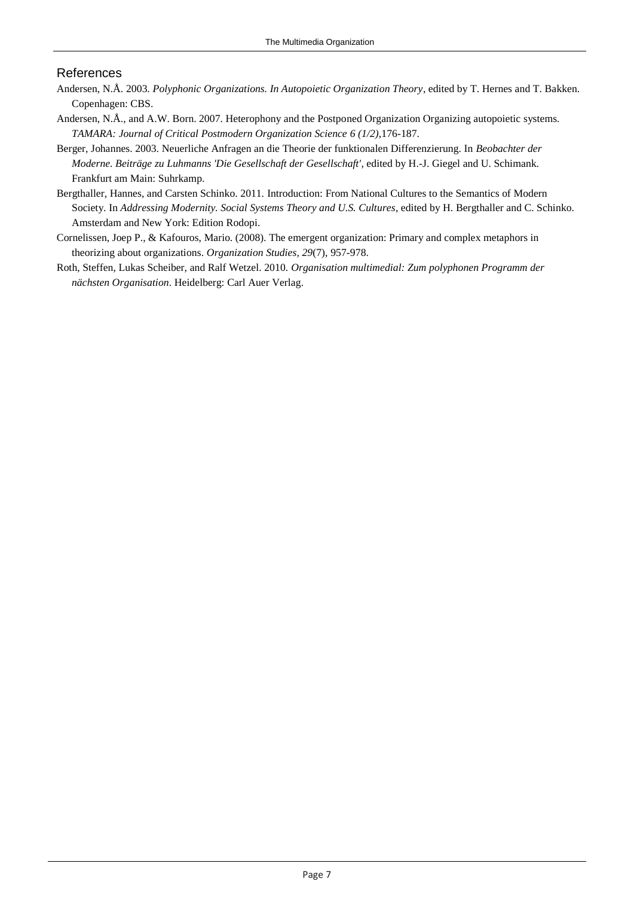## References

Andersen, N.Å. 2003. *Polyphonic Organizations. In Autopoietic Organization Theory*, edited by T. Hernes and T. Bakken. Copenhagen: CBS.

Andersen, N.Å., and A.W. Born. 2007. Heterophony and the Postponed Organization Organizing autopoietic systems. *TAMARA: Journal of Critical Postmodern Organization Science 6 (1/2)*,176-187.

Berger, Johannes. 2003. Neuerliche Anfragen an die Theorie der funktionalen Differenzierung. In *Beobachter der Moderne. Beiträge zu Luhmanns 'Die Gesellschaft der Gesellschaft'*, edited by H.-J. Giegel and U. Schimank. Frankfurt am Main: Suhrkamp.

Bergthaller, Hannes, and Carsten Schinko. 2011. Introduction: From National Cultures to the Semantics of Modern Society. In *Addressing Modernity. Social Systems Theory and U.S. Cultures*, edited by H. Bergthaller and C. Schinko. Amsterdam and New York: Edition Rodopi.

Cornelissen, Joep P., & Kafouros, Mario. (2008). The emergent organization: Primary and complex metaphors in theorizing about organizations. *Organization Studies, 29*(7), 957-978.

Roth, Steffen, Lukas Scheiber, and Ralf Wetzel. 2010. *Organisation multimedial: Zum polyphonen Programm der nächsten Organisation*. Heidelberg: Carl Auer Verlag.